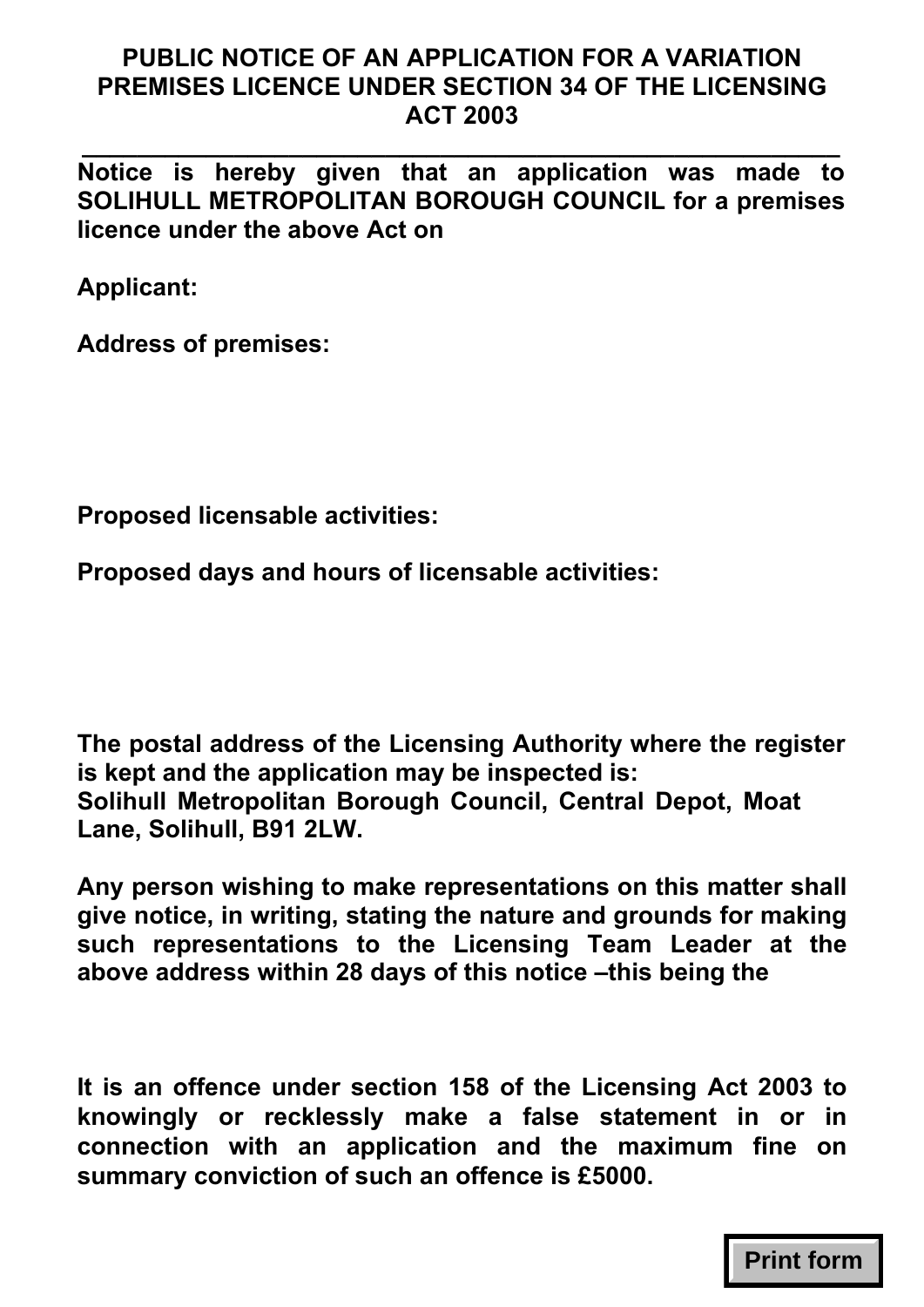# PUBLIC NOTICE OF AN APPLICATION FOR A VARIATION PREMISES LICENCE UNDER SECTION 34 OF THE LICENSING ACT 2003

---

**Notice is hereby given that an application was made to SOLIHULL METROPOLITAN BOROUGH COUNCIL for a premises licence under the above Act on**

**Applicant:**

**Address of premises:**

**Proposed licensable activities:**

**Proposed days and hours of licensable activities:**

**The postal address of the Licensing Authority where the register is kept and the application may be inspected is:**
**Solihull Metropolitan Borough Council, Central Depot, Moat Lane, Solihull, B91 2LW.**

**Any person wishing to make representations on this matter shall give notice, in writing, stating the nature and grounds for making such representations to the Licensing Team Leader at the above address within 28 days of this notice –this being the**

**It is an offence under section 158 of the Licensing Act 2003 to knowingly or recklessly make a false statement in or in connection with an application and the maximum fine on summary conviction of such an offence is £5000.**

Print form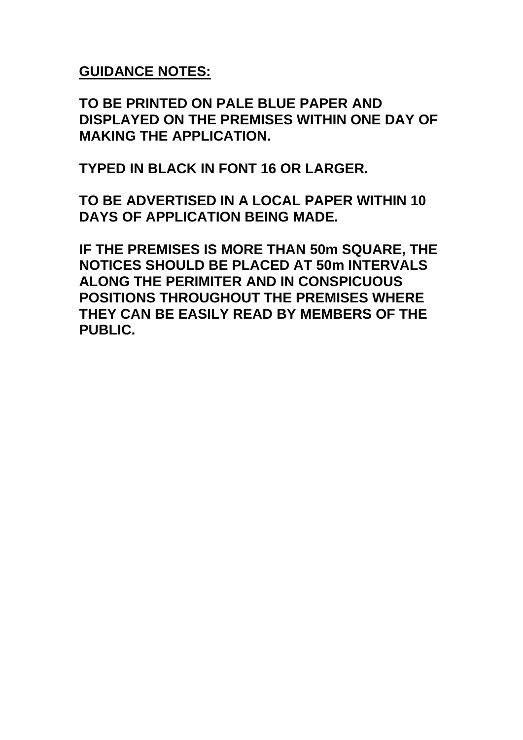**GUIDANCE NOTES:**

**TO BE PRINTED ON PALE BLUE PAPER AND DISPLAYED ON THE PREMISES WITHIN ONE DAY OF MAKING THE APPLICATION.**

**TYPED IN BLACK IN FONT 16 OR LARGER.**

**TO BE ADVERTISED IN A LOCAL PAPER WITHIN 10 DAYS OF APPLICATION BEING MADE.**

**IF THE PREMISES IS MORE THAN 50m SQUARE, THE NOTICES SHOULD BE PLACED AT 50m INTERVALS ALONG THE PERIMITER AND IN CONSPICUOUS POSITIONS THROUGHOUT THE PREMISES WHERE THEY CAN BE EASILY READ BY MEMBERS OF THE PUBLIC.**